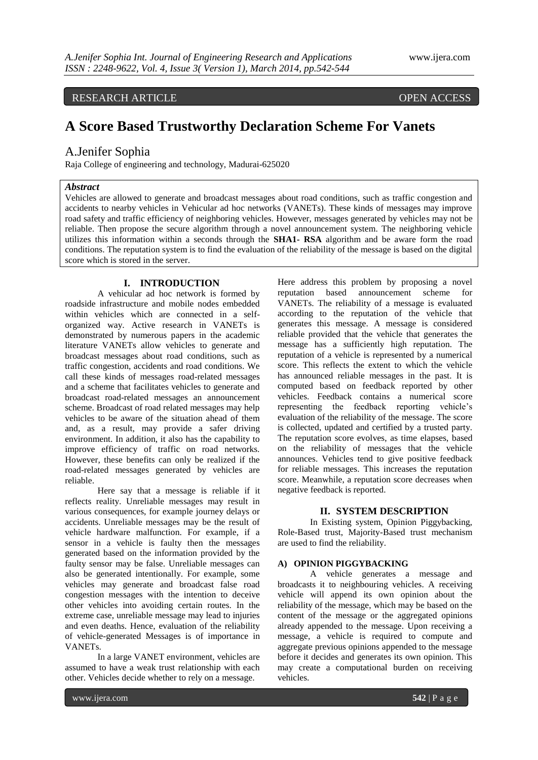RESEARCH ARTICLE OPEN ACCESS

# A Score Based Trustworthy Declaration Scheme For Vanets

A.Jenifer Sophia

Raja College of engineering and technology, Madurai-625020

### *Abstract*

Vehicles are allowed to generate and broadcast messages about road conditions, such as traffic congestion and accidents to nearby vehicles in Vehicular ad hoc networks (VANETs). These kinds of messages may improve road safety and traffic efficiency of neighboring vehicles. However, messages generated by vehicles may not be reliable. Then propose the secure algorithm through a novel announcement system. The neighboring vehicle utilizes this information within a seconds through the **SHA1- RSA** algorithm and be aware form the road conditions. The reputation system is to find the evaluation of the reliability of the message is based on the digital score which is stored in the server.

## I. INTRODUCTION

A vehicular ad hoc network is formed by roadside infrastructure and mobile nodes embedded within vehicles which are connected in a self-organized way. Active research in VANETs is demonstrated by numerous papers in the academic literature VANETs allow vehicles to generate and broadcast messages about road conditions, such as traffic congestion, accidents and road conditions. We call these kinds of messages road-related messages and a scheme that facilitates vehicles to generate and broadcast road-related messages an announcement scheme. Broadcast of road related messages may help vehicles to be aware of the situation ahead of them and, as a result, may provide a safer driving environment. In addition, it also has the capability to improve efficiency of traffic on road networks. However, these benefits can only be realized if the road-related messages generated by vehicles are reliable.

Here say that a message is reliable if it reflects reality. Unreliable messages may result in various consequences, for example journey delays or accidents. Unreliable messages may be the result of vehicle hardware malfunction. For example, if a sensor in a vehicle is faulty then the messages generated based on the information provided by the faulty sensor may be false. Unreliable messages can also be generated intentionally. For example, some vehicles may generate and broadcast false road congestion messages with the intention to deceive other vehicles into avoiding certain routes. In the extreme case, unreliable message may lead to injuries and even deaths. Hence, evaluation of the reliability of vehicle-generated Messages is of importance in VANETs.

In a large VANET environment, vehicles are assumed to have a weak trust relationship with each other. Vehicles decide whether to rely on a message. Here address this problem by proposing a novel reputation based announcement scheme for VANETs. The reliability of a message is evaluated according to the reputation of the vehicle that generates this message. A message is considered reliable provided that the vehicle that generates the message has a sufficiently high reputation. The reputation of a vehicle is represented by a numerical score. This reflects the extent to which the vehicle has announced reliable messages in the past. It is computed based on feedback reported by other vehicles. Feedback contains a numerical score representing the feedback reporting vehicle's evaluation of the reliability of the message. The score is collected, updated and certified by a trusted party. The reputation score evolves, as time elapses, based on the reliability of messages that the vehicle announces. Vehicles tend to give positive feedback for reliable messages. This increases the reputation score. Meanwhile, a reputation score decreases when negative feedback is reported.

## II. SYSTEM DESCRIPTION

In Existing system, Opinion Piggybacking, Role-Based trust, Majority-Based trust mechanism are used to find the reliability.

### A) OPINION PIGGYBACKING

A vehicle generates a message and broadcasts it to neighbouring vehicles. A receiving vehicle will append its own opinion about the reliability of the message, which may be based on the content of the message or the aggregated opinions already appended to the message. Upon receiving a message, a vehicle is required to compute and aggregate previous opinions appended to the message before it decides and generates its own opinion. This may create a computational burden on receiving vehicles.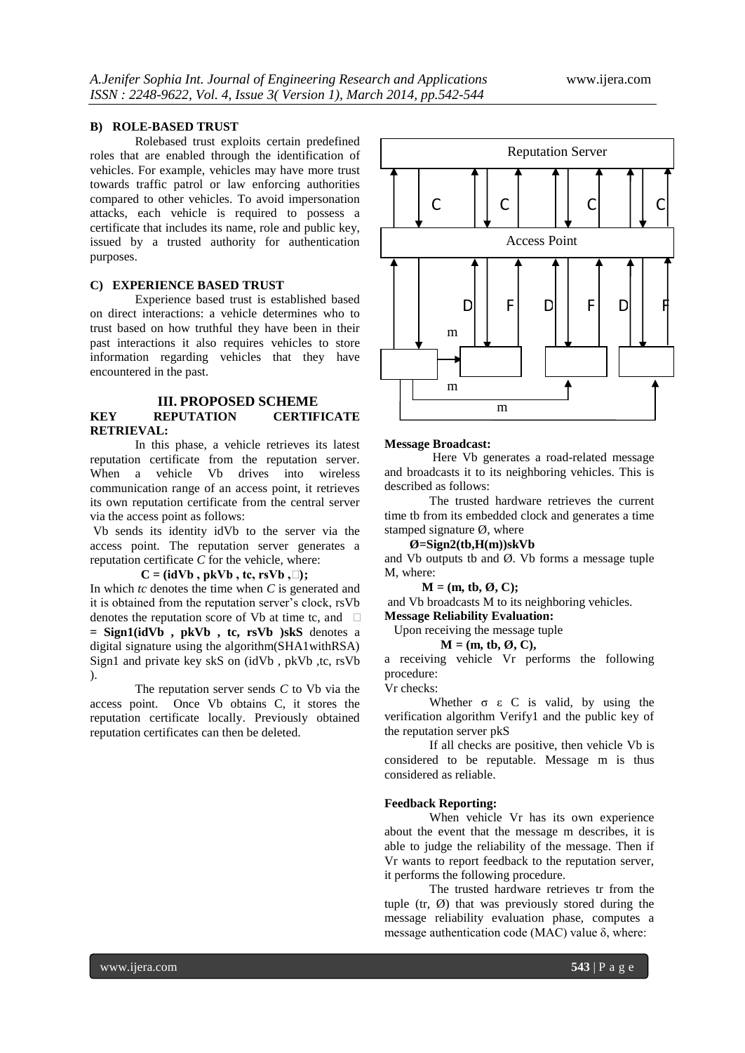#### B) ROLE-BASED TRUST

Rolebased trust exploits certain predefined roles that are enabled through the identification of vehicles. For example, vehicles may have more trust towards traffic patrol or law enforcing authorities compared to other vehicles. To avoid impersonation attacks, each vehicle is required to possess a certificate that includes its name, role and public key, issued by a trusted authority for authentication purposes.

#### C) EXPERIENCE BASED TRUST

Experience based trust is established based on direct interactions: a vehicle determines who to trust based on how truthful they have been in their past interactions it also requires vehicles to store information regarding vehicles that they have encountered in the past.

## III. PROPOSED SCHEME

**KEY REPUTATION CERTIFICATE RETRIEVAL:**

In this phase, a vehicle retrieves its latest reputation certificate from the reputation server. When a vehicle Vb drives into wireless communication range of an access point, it retrieves its own reputation certificate from the central server via the access point as follows:

Vb sends its identity idVb to the server via the access point. The reputation server generates a reputation certificate *C* for the vehicle, where:

**C = (idVb , pkVb , tc, rsVb ,□);**

In which *tc* denotes the time when *C* is generated and it is obtained from the reputation server's clock, rsVb denotes the reputation score of Vb at time tc, and □ **= Sign1(idVb , pkVb , tc, rsVb )skS** denotes a digital signature using the algorithm(SHA1withRSA) Sign1 and private key skS on (idVb , pkVb ,tc, rsVb ).

The reputation server sends *C* to Vb via the access point. Once Vb obtains C, it stores the reputation certificate locally. Previously obtained reputation certificates can then be deleted.

Reputation Server

C C C C

Access Point

D F D F D F

m

m

m

**Message Broadcast:**

Here Vb generates a road-related message and broadcasts it to its neighboring vehicles. This is described as follows:

The trusted hardware retrieves the current time tb from its embedded clock and generates a time stamped signature Ø, where

**Ø=Sign2(tb,H(m))skVb**

and Vb outputs tb and Ø. Vb forms a message tuple M, where:

**M = (m, tb, Ø, C);**

and Vb broadcasts M to its neighboring vehicles.

**Message Reliability Evaluation:**

Upon receiving the message tuple

**M = (m, tb, Ø, C),**

a receiving vehicle Vr performs the following procedure:

Vr checks:

Whether σ ε C is valid, by using the verification algorithm Verify1 and the public key of the reputation server pkS

If all checks are positive, then vehicle Vb is considered to be reputable. Message m is thus considered as reliable.

**Feedback Reporting:**

When vehicle Vr has its own experience about the event that the message m describes, it is able to judge the reliability of the message. Then if Vr wants to report feedback to the reputation server, it performs the following procedure.

The trusted hardware retrieves tr from the tuple (tr, Ø) that was previously stored during the message reliability evaluation phase, computes a message authentication code (MAC) value δ, where: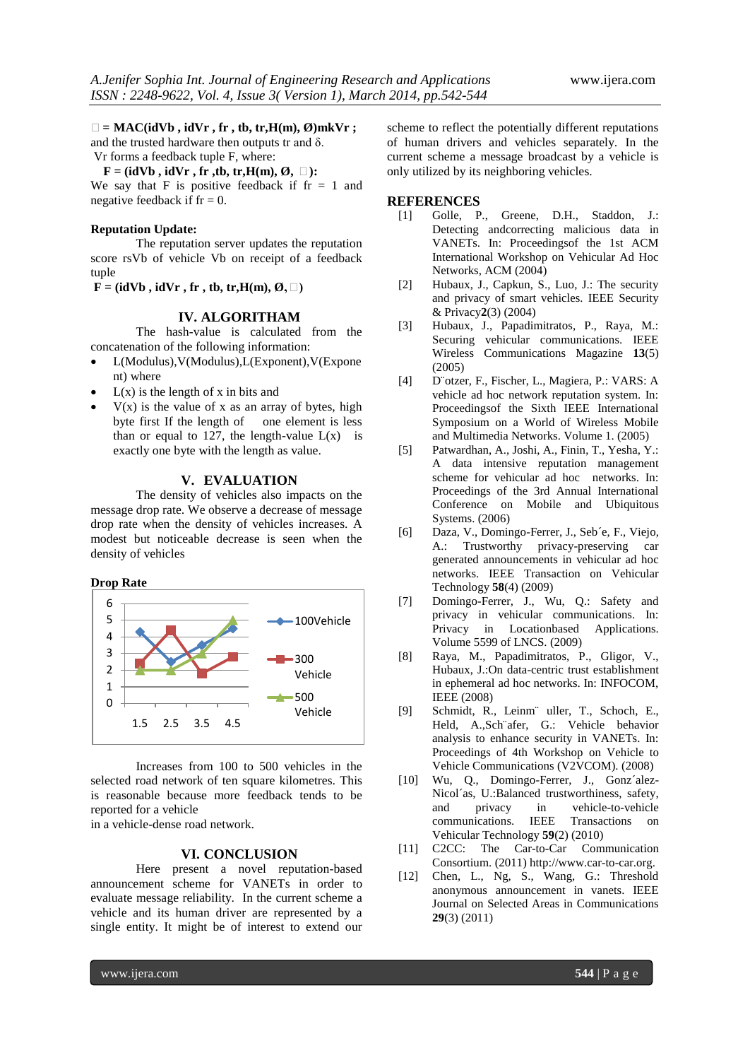□ = **MAC(idVb , idVr , fr , tb, tr,H(m), Ø)mkVr ;** and the trusted hardware then outputs tr and δ.

Vr forms a feedback tuple F, where:

**F = (idVb , idVr , fr ,tb, tr,H(m), Ø, □):**

We say that F is positive feedback if fr = 1 and negative feedback if fr = 0.

**Reputation Update:**

The reputation server updates the reputation score rsVb of vehicle Vb on receipt of a feedback tuple

**F = (idVb , idVr , fr , tb, tr,H(m), Ø, □)**

## IV. ALGORITHAM

The hash-value is calculated from the concatenation of the following information:

- L(Modulus),V(Modulus),L(Exponent),V(Exponent) where
- L(x) is the length of x in bits and
- V(x) is the value of x as an array of bytes, high byte first If the length of one element is less than or equal to 127, the length-value L(x) is exactly one byte with the length as value.

## V. EVALUATION

The density of vehicles also impacts on the message drop rate. We observe a decrease of message drop rate when the density of vehicles increases. A modest but noticeable decrease is seen when the density of vehicles

**Drop Rate**

6
5
4
3
2
1
0

1.5 2.5 3.5 4.5

100Vehicle
300 Vehicle
500 Vehicle

Increases from 100 to 500 vehicles in the selected road network of ten square kilometres. This is reasonable because more feedback tends to be reported for a vehicle

in a vehicle-dense road network.

## VI. CONCLUSION

Here present a novel reputation-based announcement scheme for VANETs in order to evaluate message reliability. In the current scheme a vehicle and its human driver are represented by a single entity. It might be of interest to extend our scheme to reflect the potentially different reputations of human drivers and vehicles separately. In the current scheme a message broadcast by a vehicle is only utilized by its neighboring vehicles.

## REFERENCES

[1] Golle, P., Greene, D.H., Staddon, J.: Detecting andcorrecting malicious data in VANETs. In: Proceedingsof the 1st ACM International Workshop on Vehicular Ad Hoc Networks, ACM (2004)

[2] Hubaux, J., Capkun, S., Luo, J.: The security and privacy of smart vehicles. IEEE Security & Privacy**2**(3) (2004)

[3] Hubaux, J., Papadimitratos, P., Raya, M.: Securing vehicular communications. IEEE Wireless Communications Magazine **13**(5) (2005)

[4] D¨otzer, F., Fischer, L., Magiera, P.: VARS: A vehicle ad hoc network reputation system. In: Proceedingsof the Sixth IEEE International Symposium on a World of Wireless Mobile and Multimedia Networks. Volume 1. (2005)

[5] Patwardhan, A., Joshi, A., Finin, T., Yesha, Y.: A data intensive reputation management scheme for vehicular ad hoc networks. In: Proceedings of the 3rd Annual International Conference on Mobile and Ubiquitous Systems. (2006)

[6] Daza, V., Domingo-Ferrer, J., Seb´e, F., Viejo, A.: Trustworthy privacy-preserving car generated announcements in vehicular ad hoc networks. IEEE Transaction on Vehicular Technology **58**(4) (2009)

[7] Domingo-Ferrer, J., Wu, Q.: Safety and privacy in vehicular communications. In: Privacy in Locationbased Applications. Volume 5599 of LNCS. (2009)

[8] Raya, M., Papadimitratos, P., Gligor, V., Hubaux, J.:On data-centric trust establishment in ephemeral ad hoc networks. In: INFOCOM, IEEE (2008)

[9] Schmidt, R., Leinm¨ uller, T., Schoch, E., Held, A.,Sch¨afer, G.: Vehicle behavior analysis to enhance security in VANETs. In: Proceedings of 4th Workshop on Vehicle to Vehicle Communications (V2VCOM). (2008)

[10] Wu, Q., Domingo-Ferrer, J., Gonz´alez-Nicol´as, U.:Balanced trustworthiness, safety, and privacy in vehicle-to-vehicle communications. IEEE Transactions on Vehicular Technology **59**(2) (2010)

[11] C2CC: The Car-to-Car Communication Consortium. (2011) http://www.car-to-car.org.

[12] Chen, L., Ng, S., Wang, G.: Threshold anonymous announcement in vanets. IEEE Journal on Selected Areas in Communications **29**(3) (2011)